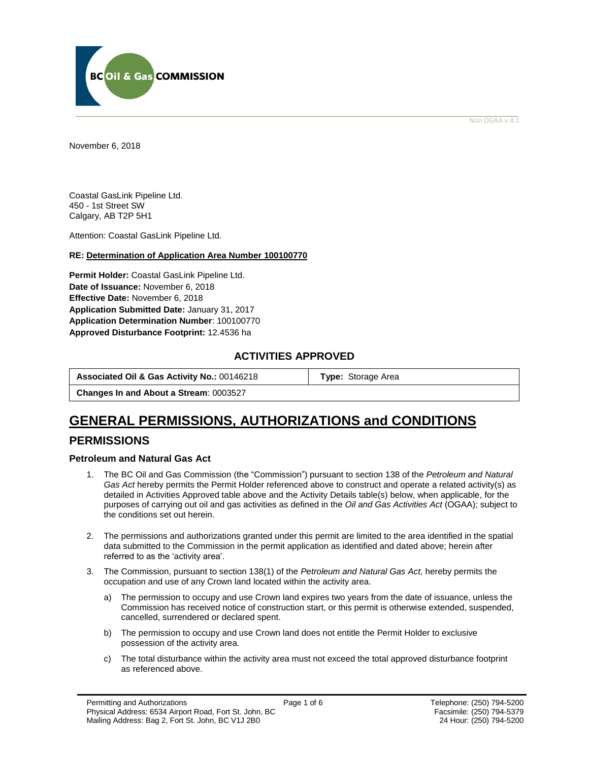Non OGAA v 4.1

November 6, 2018

Coastal GasLink Pipeline Ltd.
450 - 1st Street SW
Calgary, AB T2P 5H1

Attention: Coastal GasLink Pipeline Ltd.

**RE: Determination of Application Area Number 100100770**

**Permit Holder:** Coastal GasLink Pipeline Ltd.
**Date of Issuance:** November 6, 2018
**Effective Date:** November 6, 2018
**Application Submitted Date:** January 31, 2017
**Application Determination Number**: 100100770
**Approved Disturbance Footprint:** 12.4536 ha

## ACTIVITIES APPROVED

| **Associated Oil & Gas Activity No.:** 00146218 | **Type:** Storage Area |
|---|---|
| **Changes In and About a Stream**: 0003527 | |

# GENERAL PERMISSIONS, AUTHORIZATIONS and CONDITIONS

## PERMISSIONS

### Petroleum and Natural Gas Act

1. The BC Oil and Gas Commission (the "Commission") pursuant to section 138 of the *Petroleum and Natural Gas Act* hereby permits the Permit Holder referenced above to construct and operate a related activity(s) as detailed in Activities Approved table above and the Activity Details table(s) below, when applicable, for the purposes of carrying out oil and gas activities as defined in the *Oil and Gas Activities Act* (OGAA); subject to the conditions set out herein.

2. The permissions and authorizations granted under this permit are limited to the area identified in the spatial data submitted to the Commission in the permit application as identified and dated above; herein after referred to as the 'activity area'.

3. The Commission, pursuant to section 138(1) of the *Petroleum and Natural Gas Act,* hereby permits the occupation and use of any Crown land located within the activity area.

   a) The permission to occupy and use Crown land expires two years from the date of issuance, unless the Commission has received notice of construction start, or this permit is otherwise extended, suspended, cancelled, surrendered or declared spent.

   b) The permission to occupy and use Crown land does not entitle the Permit Holder to exclusive possession of the activity area.

   c) The total disturbance within the activity area must not exceed the total approved disturbance footprint as referenced above.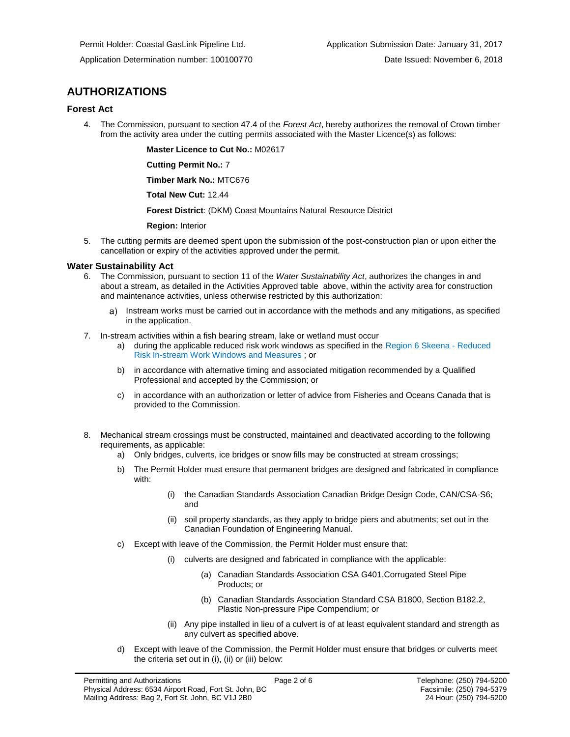Permit Holder: Coastal GasLink Pipeline Ltd.

Application Submission Date: January 31, 2017

Application Determination number: 100100770

Date Issued: November 6, 2018

## AUTHORIZATIONS

### Forest Act

4. The Commission, pursuant to section 47.4 of the *Forest Act*, hereby authorizes the removal of Crown timber from the activity area under the cutting permits associated with the Master Licence(s) as follows:

   **Master Licence to Cut No.:** M02617

   **Cutting Permit No.:** 7

   **Timber Mark No.:** MTC676

   **Total New Cut:** 12.44

   **Forest District**: (DKM) Coast Mountains Natural Resource District

   **Region:** Interior

5. The cutting permits are deemed spent upon the submission of the post-construction plan or upon either the cancellation or expiry of the activities approved under the permit.

### Water Sustainability Act

6. The Commission, pursuant to section 11 of the *Water Sustainability Act*, authorizes the changes in and about a stream, as detailed in the Activities Approved table above, within the activity area for construction and maintenance activities, unless otherwise restricted by this authorization:

   a) Instream works must be carried out in accordance with the methods and any mitigations, as specified in the application.

7. In-stream activities within a fish bearing stream, lake or wetland must occur

   a) during the applicable reduced risk work windows as specified in the Region 6 Skeena - Reduced Risk In-stream Work Windows and Measures ; or

   b) in accordance with alternative timing and associated mitigation recommended by a Qualified Professional and accepted by the Commission; or

   c) in accordance with an authorization or letter of advice from Fisheries and Oceans Canada that is provided to the Commission.

8. Mechanical stream crossings must be constructed, maintained and deactivated according to the following requirements, as applicable:

   a) Only bridges, culverts, ice bridges or snow fills may be constructed at stream crossings;

   b) The Permit Holder must ensure that permanent bridges are designed and fabricated in compliance with:

      (i) the Canadian Standards Association Canadian Bridge Design Code, CAN/CSA-S6; and

      (ii) soil property standards, as they apply to bridge piers and abutments; set out in the Canadian Foundation of Engineering Manual.

   c) Except with leave of the Commission, the Permit Holder must ensure that:

      (i) culverts are designed and fabricated in compliance with the applicable:

         (a) Canadian Standards Association CSA G401,Corrugated Steel Pipe Products; or

         (b) Canadian Standards Association Standard CSA B1800, Section B182.2, Plastic Non-pressure Pipe Compendium; or

      (ii) Any pipe installed in lieu of a culvert is of at least equivalent standard and strength as any culvert as specified above.

   d) Except with leave of the Commission, the Permit Holder must ensure that bridges or culverts meet the criteria set out in (i), (ii) or (iii) below: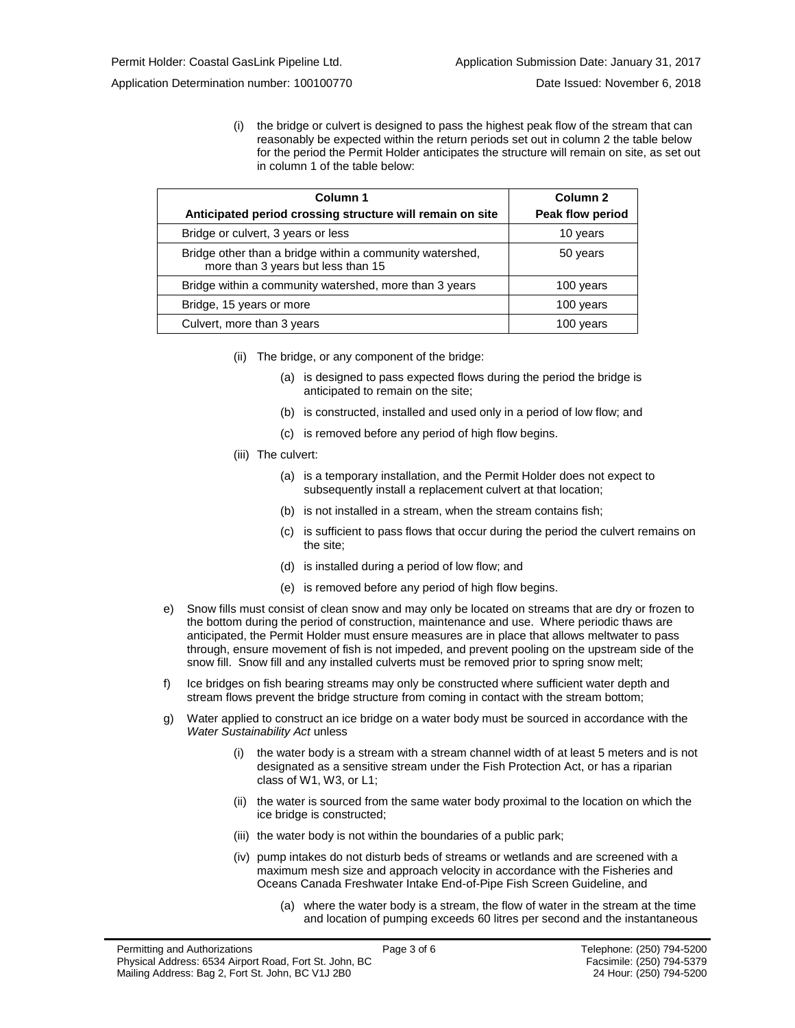(i) the bridge or culvert is designed to pass the highest peak flow of the stream that can reasonably be expected within the return periods set out in column 2 the table below for the period the Permit Holder anticipates the structure will remain on site, as set out in column 1 of the table below:

| Column 1<br>Anticipated period crossing structure will remain on site | Column 2<br>Peak flow period |
|---|---|
| Bridge or culvert, 3 years or less | 10 years |
| Bridge other than a bridge within a community watershed, more than 3 years but less than 15 | 50 years |
| Bridge within a community watershed, more than 3 years | 100 years |
| Bridge, 15 years or more | 100 years |
| Culvert, more than 3 years | 100 years |

(ii) The bridge, or any component of the bridge:

- (a) is designed to pass expected flows during the period the bridge is anticipated to remain on the site;
- (b) is constructed, installed and used only in a period of low flow; and
- (c) is removed before any period of high flow begins.

(iii) The culvert:

- (a) is a temporary installation, and the Permit Holder does not expect to subsequently install a replacement culvert at that location;
- (b) is not installed in a stream, when the stream contains fish;
- (c) is sufficient to pass flows that occur during the period the culvert remains on the site;
- (d) is installed during a period of low flow; and
- (e) is removed before any period of high flow begins.

e) Snow fills must consist of clean snow and may only be located on streams that are dry or frozen to the bottom during the period of construction, maintenance and use. Where periodic thaws are anticipated, the Permit Holder must ensure measures are in place that allows meltwater to pass through, ensure movement of fish is not impeded, and prevent pooling on the upstream side of the snow fill. Snow fill and any installed culverts must be removed prior to spring snow melt;

f) Ice bridges on fish bearing streams may only be constructed where sufficient water depth and stream flows prevent the bridge structure from coming in contact with the stream bottom;

g) Water applied to construct an ice bridge on a water body must be sourced in accordance with the *Water Sustainability Act* unless

(i) the water body is a stream with a stream channel width of at least 5 meters and is not designated as a sensitive stream under the Fish Protection Act, or has a riparian class of W1, W3, or L1;

(ii) the water is sourced from the same water body proximal to the location on which the ice bridge is constructed;

(iii) the water body is not within the boundaries of a public park;

(iv) pump intakes do not disturb beds of streams or wetlands and are screened with a maximum mesh size and approach velocity in accordance with the Fisheries and Oceans Canada Freshwater Intake End-of-Pipe Fish Screen Guideline, and

- (a) where the water body is a stream, the flow of water in the stream at the time and location of pumping exceeds 60 litres per second and the instantaneous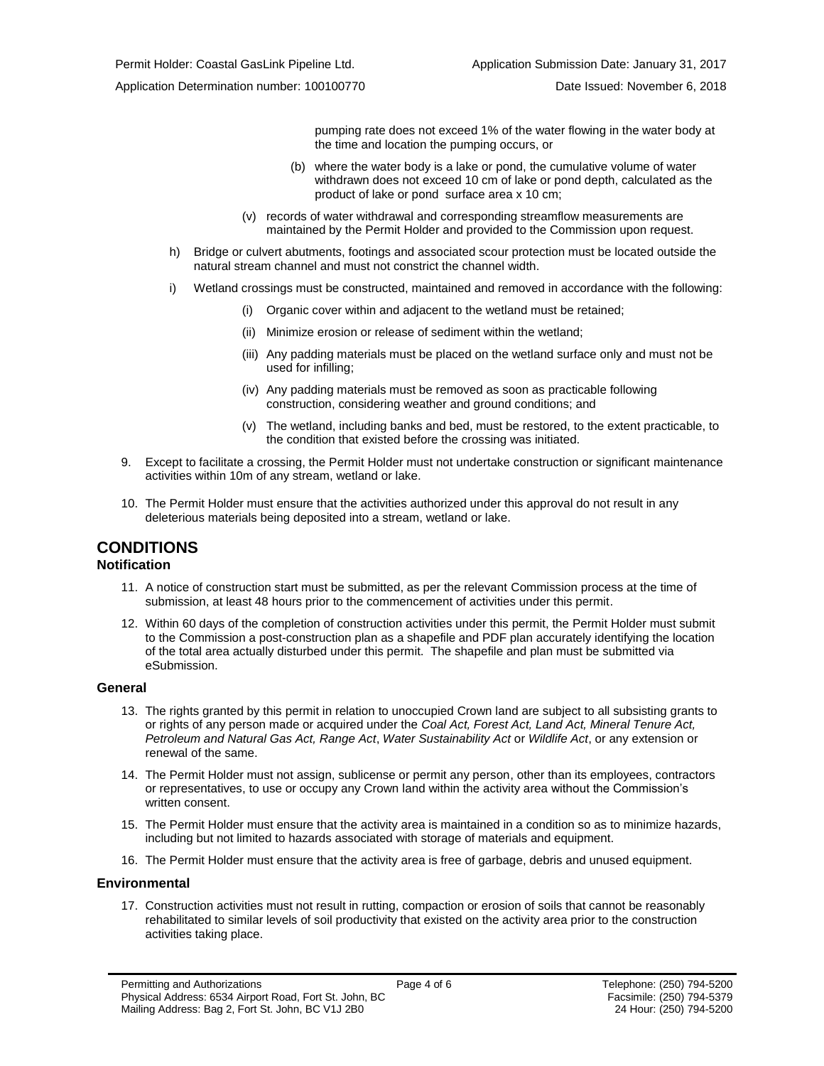pumping rate does not exceed 1% of the water flowing in the water body at the time and location the pumping occurs, or

(b) where the water body is a lake or pond, the cumulative volume of water withdrawn does not exceed 10 cm of lake or pond depth, calculated as the product of lake or pond surface area x 10 cm;

(v) records of water withdrawal and corresponding streamflow measurements are maintained by the Permit Holder and provided to the Commission upon request.

h) Bridge or culvert abutments, footings and associated scour protection must be located outside the natural stream channel and must not constrict the channel width.

i) Wetland crossings must be constructed, maintained and removed in accordance with the following:

(i) Organic cover within and adjacent to the wetland must be retained;

(ii) Minimize erosion or release of sediment within the wetland;

(iii) Any padding materials must be placed on the wetland surface only and must not be used for infilling;

(iv) Any padding materials must be removed as soon as practicable following construction, considering weather and ground conditions; and

(v) The wetland, including banks and bed, must be restored, to the extent practicable, to the condition that existed before the crossing was initiated.

9. Except to facilitate a crossing, the Permit Holder must not undertake construction or significant maintenance activities within 10m of any stream, wetland or lake.

10. The Permit Holder must ensure that the activities authorized under this approval do not result in any deleterious materials being deposited into a stream, wetland or lake.

# CONDITIONS

## Notification

11. A notice of construction start must be submitted, as per the relevant Commission process at the time of submission, at least 48 hours prior to the commencement of activities under this permit.

12. Within 60 days of the completion of construction activities under this permit, the Permit Holder must submit to the Commission a post-construction plan as a shapefile and PDF plan accurately identifying the location of the total area actually disturbed under this permit. The shapefile and plan must be submitted via eSubmission.

## General

13. The rights granted by this permit in relation to unoccupied Crown land are subject to all subsisting grants to or rights of any person made or acquired under the *Coal Act, Forest Act, Land Act, Mineral Tenure Act, Petroleum and Natural Gas Act, Range Act*, *Water Sustainability Act* or *Wildlife Act*, or any extension or renewal of the same.

14. The Permit Holder must not assign, sublicense or permit any person, other than its employees, contractors or representatives, to use or occupy any Crown land within the activity area without the Commission's written consent.

15. The Permit Holder must ensure that the activity area is maintained in a condition so as to minimize hazards, including but not limited to hazards associated with storage of materials and equipment.

16. The Permit Holder must ensure that the activity area is free of garbage, debris and unused equipment.

## Environmental

17. Construction activities must not result in rutting, compaction or erosion of soils that cannot be reasonably rehabilitated to similar levels of soil productivity that existed on the activity area prior to the construction activities taking place.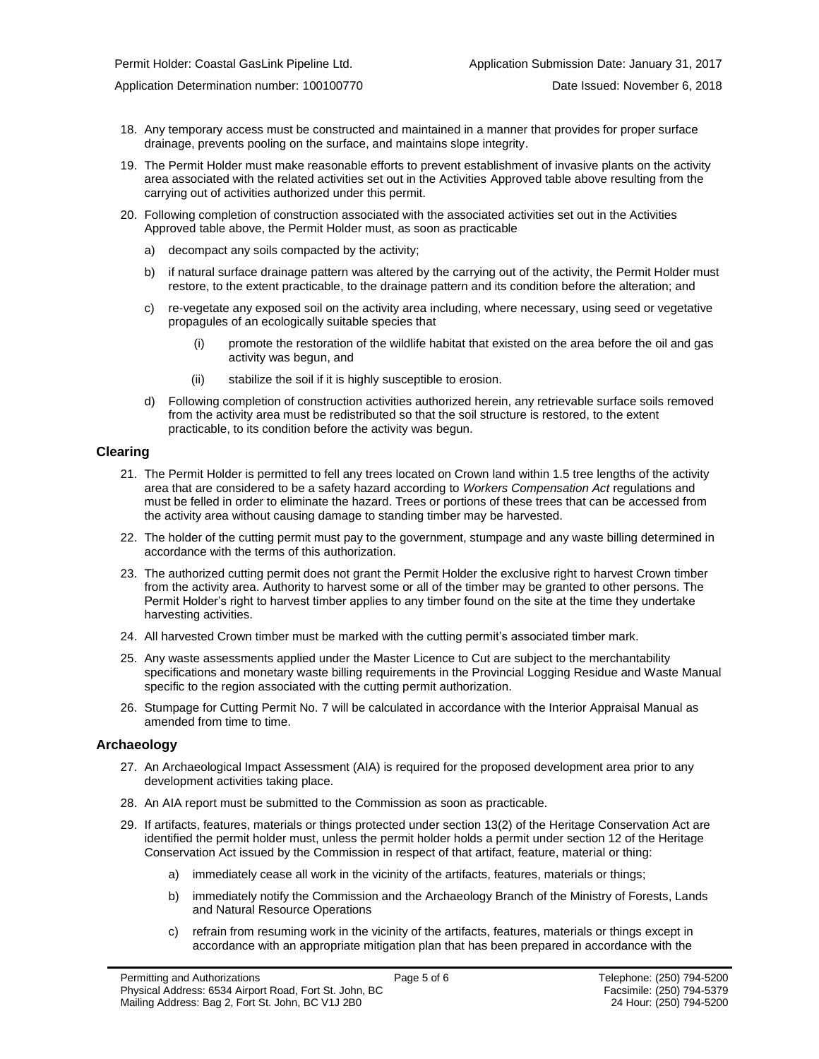18. Any temporary access must be constructed and maintained in a manner that provides for proper surface drainage, prevents pooling on the surface, and maintains slope integrity.

19. The Permit Holder must make reasonable efforts to prevent establishment of invasive plants on the activity area associated with the related activities set out in the Activities Approved table above resulting from the carrying out of activities authorized under this permit.

20. Following completion of construction associated with the associated activities set out in the Activities Approved table above, the Permit Holder must, as soon as practicable

    a) decompact any soils compacted by the activity;

    b) if natural surface drainage pattern was altered by the carrying out of the activity, the Permit Holder must restore, to the extent practicable, to the drainage pattern and its condition before the alteration; and

    c) re-vegetate any exposed soil on the activity area including, where necessary, using seed or vegetative propagules of an ecologically suitable species that

        (i) promote the restoration of the wildlife habitat that existed on the area before the oil and gas activity was begun, and

        (ii) stabilize the soil if it is highly susceptible to erosion.

    d) Following completion of construction activities authorized herein, any retrievable surface soils removed from the activity area must be redistributed so that the soil structure is restored, to the extent practicable, to its condition before the activity was begun.

## Clearing

21. The Permit Holder is permitted to fell any trees located on Crown land within 1.5 tree lengths of the activity area that are considered to be a safety hazard according to *Workers Compensation Act* regulations and must be felled in order to eliminate the hazard. Trees or portions of these trees that can be accessed from the activity area without causing damage to standing timber may be harvested.

22. The holder of the cutting permit must pay to the government, stumpage and any waste billing determined in accordance with the terms of this authorization.

23. The authorized cutting permit does not grant the Permit Holder the exclusive right to harvest Crown timber from the activity area. Authority to harvest some or all of the timber may be granted to other persons. The Permit Holder's right to harvest timber applies to any timber found on the site at the time they undertake harvesting activities.

24. All harvested Crown timber must be marked with the cutting permit's associated timber mark.

25. Any waste assessments applied under the Master Licence to Cut are subject to the merchantability specifications and monetary waste billing requirements in the Provincial Logging Residue and Waste Manual specific to the region associated with the cutting permit authorization.

26. Stumpage for Cutting Permit No. 7 will be calculated in accordance with the Interior Appraisal Manual as amended from time to time.

## Archaeology

27. An Archaeological Impact Assessment (AIA) is required for the proposed development area prior to any development activities taking place.

28. An AIA report must be submitted to the Commission as soon as practicable.

29. If artifacts, features, materials or things protected under section 13(2) of the Heritage Conservation Act are identified the permit holder must, unless the permit holder holds a permit under section 12 of the Heritage Conservation Act issued by the Commission in respect of that artifact, feature, material or thing:

    a) immediately cease all work in the vicinity of the artifacts, features, materials or things;

    b) immediately notify the Commission and the Archaeology Branch of the Ministry of Forests, Lands and Natural Resource Operations

    c) refrain from resuming work in the vicinity of the artifacts, features, materials or things except in accordance with an appropriate mitigation plan that has been prepared in accordance with the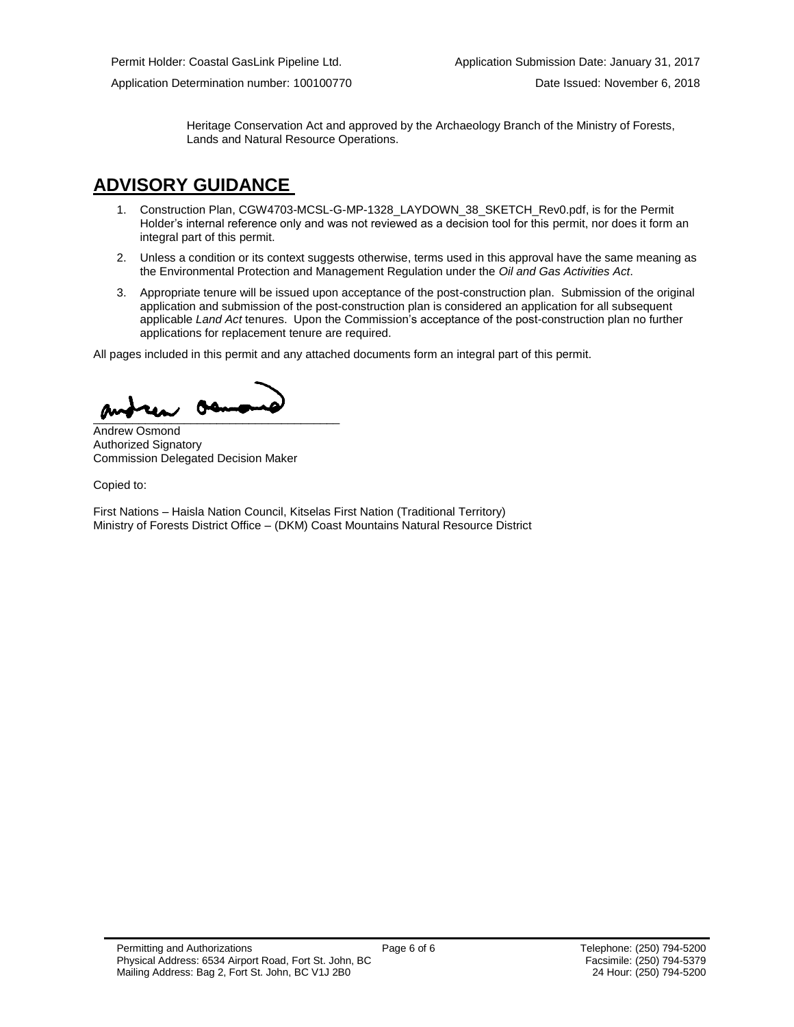Heritage Conservation Act and approved by the Archaeology Branch of the Ministry of Forests, Lands and Natural Resource Operations.

# ADVISORY GUIDANCE

1. Construction Plan, CGW4703-MCSL-G-MP-1328_LAYDOWN_38_SKETCH_Rev0.pdf, is for the Permit Holder's internal reference only and was not reviewed as a decision tool for this permit, nor does it form an integral part of this permit.
2. Unless a condition or its context suggests otherwise, terms used in this approval have the same meaning as the Environmental Protection and Management Regulation under the *Oil and Gas Activities Act*.
3. Appropriate tenure will be issued upon acceptance of the post-construction plan. Submission of the original application and submission of the post-construction plan is considered an application for all subsequent applicable *Land Act* tenures. Upon the Commission's acceptance of the post-construction plan no further applications for replacement tenure are required.

All pages included in this permit and any attached documents form an integral part of this permit.

Andrew Osmond
Authorized Signatory
Commission Delegated Decision Maker

Copied to:

First Nations – Haisla Nation Council, Kitselas First Nation (Traditional Territory)
Ministry of Forests District Office – (DKM) Coast Mountains Natural Resource District